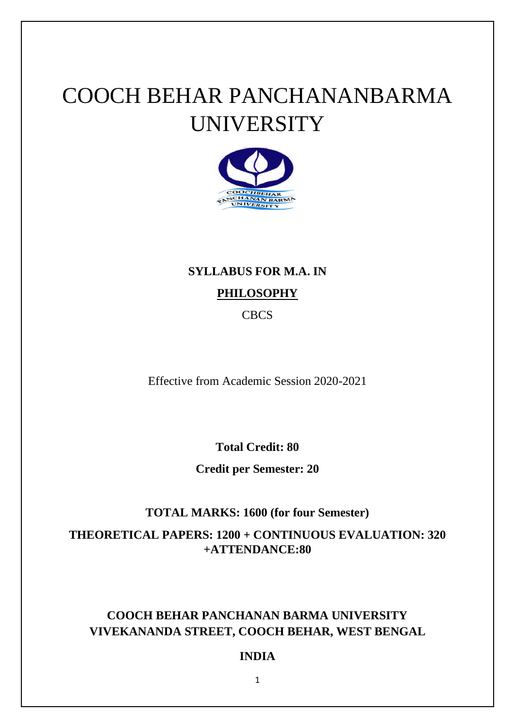# COOCH BEHAR PANCHANANBARMA UNIVERSITY

**SYLLABUS FOR M.A. IN**

**PHILOSOPHY**

CBCS

Effective from Academic Session 2020-2021

**Total Credit: 80**

**Credit per Semester: 20**

**TOTAL MARKS: 1600 (for four Semester)**

**THEORETICAL PAPERS: 1200 + CONTINUOUS EVALUATION: 320 +ATTENDANCE:80**

**COOCH BEHAR PANCHANAN BARMA UNIVERSITY**
**VIVEKANANDA STREET, COOCH BEHAR, WEST BENGAL**

**INDIA**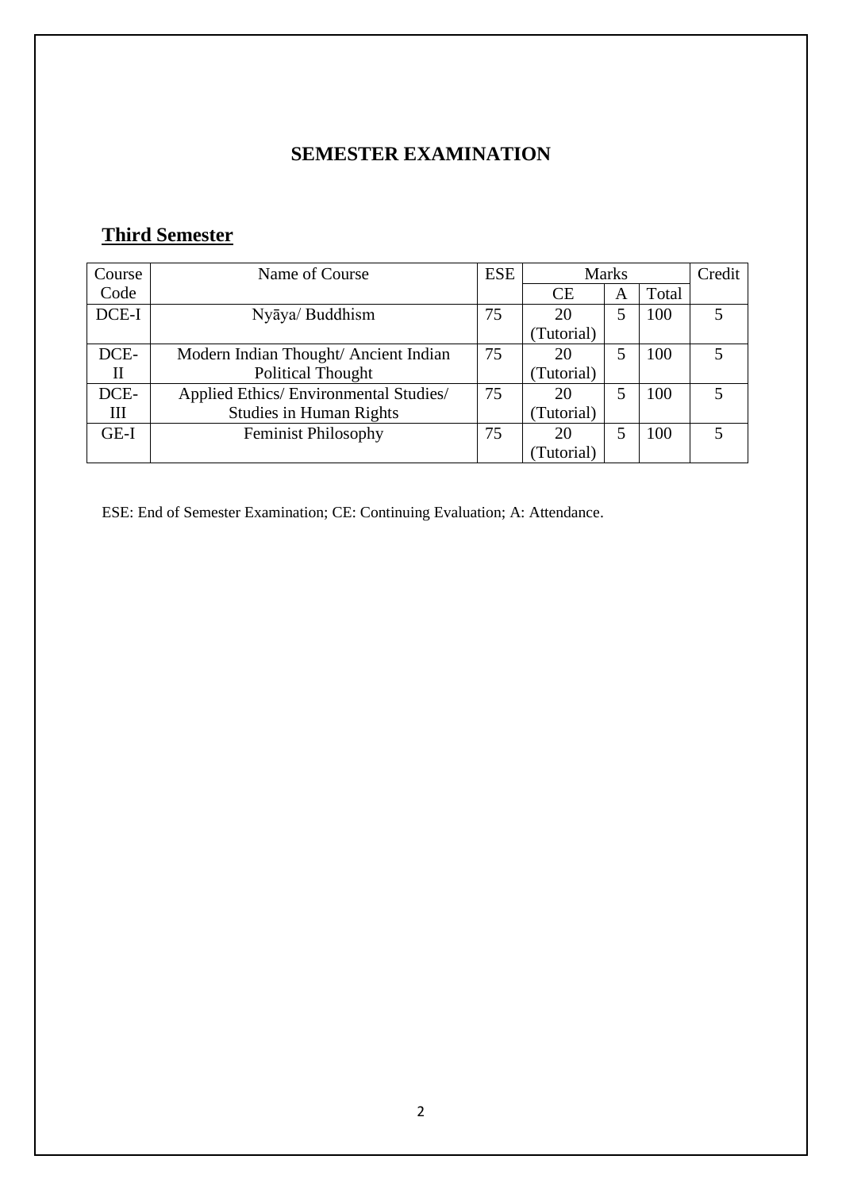## SEMESTER EXAMINATION

### Third Semester

| Course Code | Name of Course | ESE | Marks | | | Credit |
|---|---|---|---|---|---|---|
| | | | CE | A | Total | |
| DCE-I | Nyāya/ Buddhism | 75 | 20 (Tutorial) | 5 | 100 | 5 |
| DCE-II | Modern Indian Thought/ Ancient Indian Political Thought | 75 | 20 (Tutorial) | 5 | 100 | 5 |
| DCE-III | Applied Ethics/ Environmental Studies/ Studies in Human Rights | 75 | 20 (Tutorial) | 5 | 100 | 5 |
| GE-I | Feminist Philosophy | 75 | 20 (Tutorial) | 5 | 100 | 5 |

ESE: End of Semester Examination; CE: Continuing Evaluation; A: Attendance.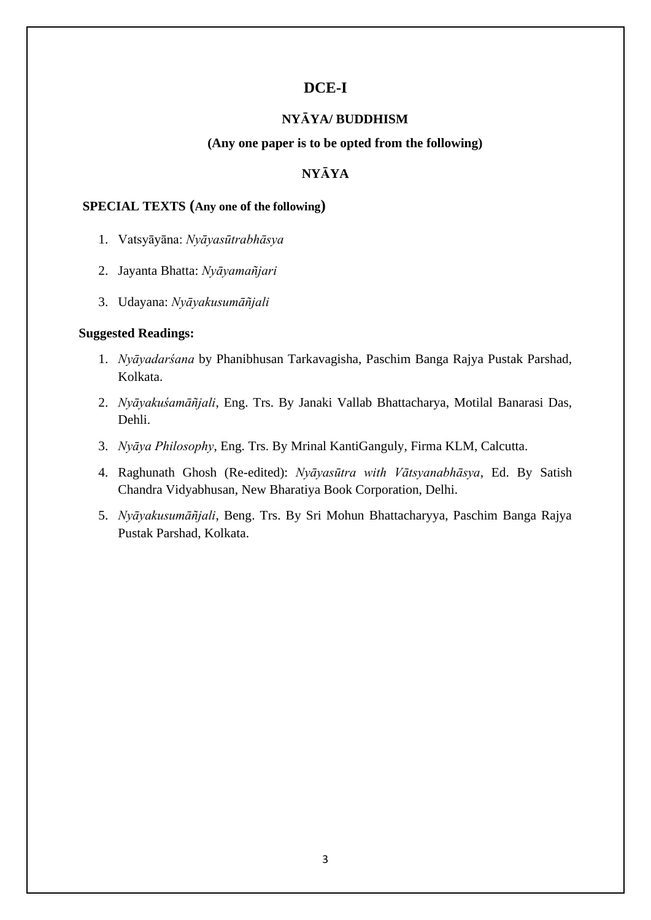# DCE-I

## NYĀYA/ BUDDHISM

**(Any one paper is to be opted from the following)**

## NYĀYA

**SPECIAL TEXTS (Any one of the following)**

1. Vatsyāyāna: *Nyāyasūtrabhāsya*
2. Jayanta Bhatta: *Nyāyamañjari*
3. Udayana: *Nyāyakusumāñjali*

**Suggested Readings:**

1. *Nyāyadarśana* by Phanibhusan Tarkavagisha, Paschim Banga Rajya Pustak Parshad, Kolkata.
2. *Nyāyakuśamāñjali*, Eng. Trs. By Janaki Vallab Bhattacharya, Motilal Banarasi Das, Dehli.
3. *Nyāya Philosophy*, Eng. Trs. By Mrinal KantiGanguly, Firma KLM, Calcutta.
4. Raghunath Ghosh (Re-edited): *Nyāyasūtra with Vātsyanabhāsya*, Ed. By Satish Chandra Vidyabhusan, New Bharatiya Book Corporation, Delhi.
5. *Nyāyakusumāñjali*, Beng. Trs. By Sri Mohun Bhattacharyya, Paschim Banga Rajya Pustak Parshad, Kolkata.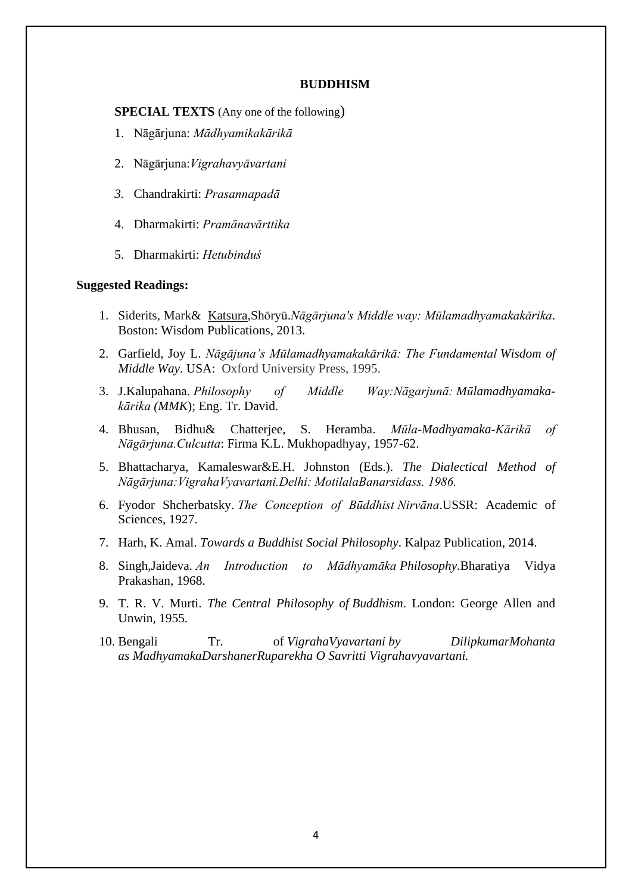# BUDDHISM

**SPECIAL TEXTS** (Any one of the following)

1. Nāgārjuna: *Mādhyamikakārikā*
2. Nāgārjuna:*Vigrahavyāvartani*
3. Chandrakirti: *Prasannapadā*
4. Dharmakirti: *Pramānavārttika*
5. Dharmakirti: *Hetubinduś*

**Suggested Readings:**

1. Siderits, Mark& Katsura,Shōryū.*Nāgārjuna's Middle way: Mūlamadhyamakakārika*. Boston: Wisdom Publications, 2013.
2. Garfield, Joy L. *Nāgājuna's Mūlamadhyamakakārikā: The Fundamental Wisdom of Middle Way*. USA: Oxford University Press, 1995.
3. J.Kalupahana. *Philosophy of Middle Way:Nāgarjunā: Mūlamadhyamaka-kārika (MMK*); Eng. Tr. David.
4. Bhusan, Bidhu& Chatterjee, S. Heramba. *Mūla-Madhyamaka-Kārikā of Nāgārjuna.Culcutta*: Firma K.L. Mukhopadhyay, 1957-62.
5. Bhattacharya, Kamaleswar&E.H. Johnston (Eds.). *The Dialectical Method of Nāgārjuna:VigrahaVyavartani.Delhi: MotilalaBanarsidass. 1986.*
6. Fyodor Shcherbatsky. *The Conception of Būddhist Nirvāna*.USSR: Academic of Sciences, 1927.
7. Harh, K. Amal. *Towards a Buddhist Social Philosophy*. Kalpaz Publication, 2014.
8. Singh,Jaideva. *An Introduction to Mādhyamāka Philosophy*.Bharatiya Vidya Prakashan, 1968.
9. T. R. V. Murti. *The Central Philosophy of Buddhism*. London: George Allen and Unwin, 1955.
10. Bengali Tr. of *VigrahaVyavartani by DilipkumarMohanta as MadhyamakaDarshanerRuparekha O Savritti Vigrahavyavartani.*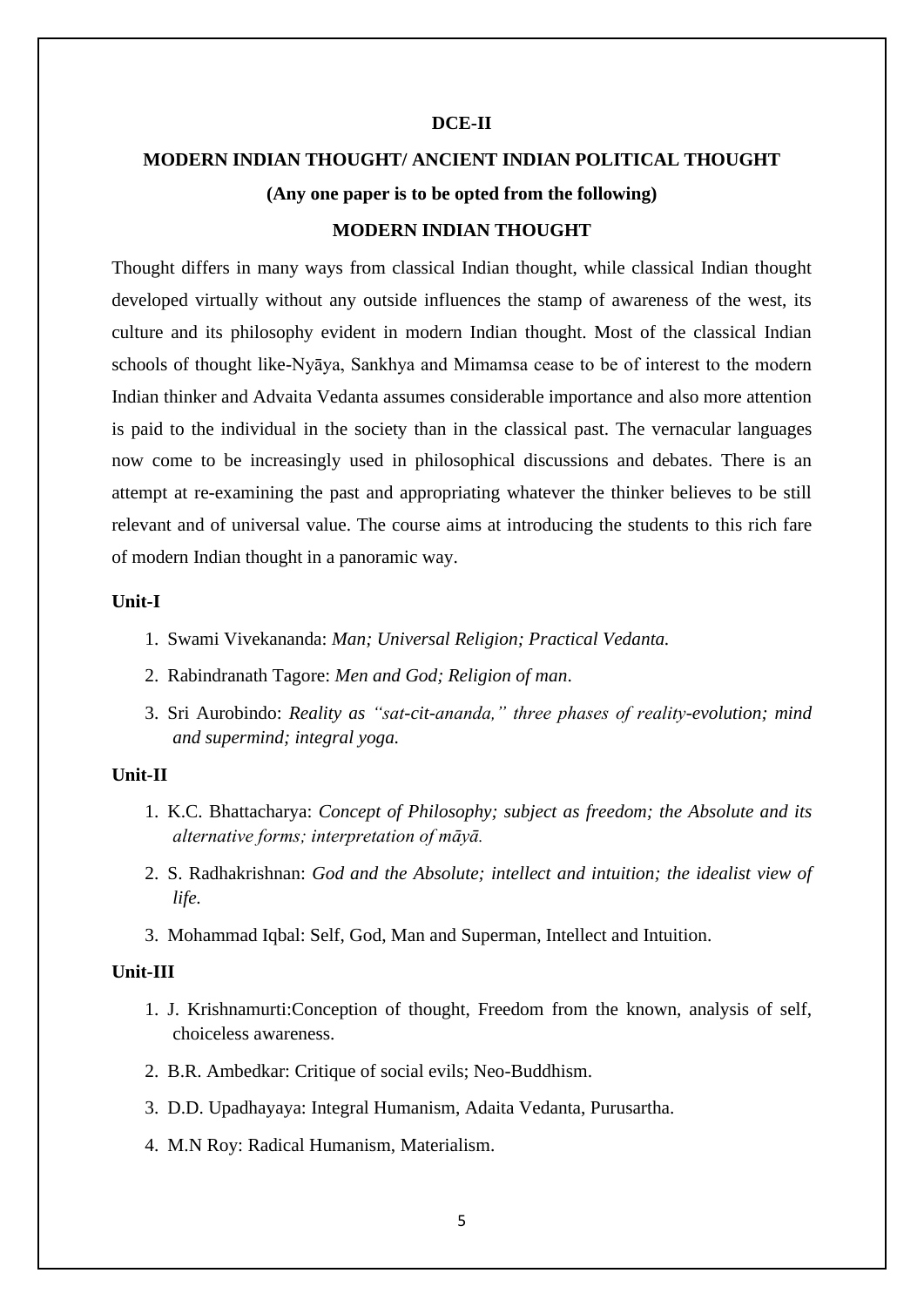**DCE-II**

**MODERN INDIAN THOUGHT/ ANCIENT INDIAN POLITICAL THOUGHT**

**(Any one paper is to be opted from the following)**

**MODERN INDIAN THOUGHT**

Thought differs in many ways from classical Indian thought, while classical Indian thought developed virtually without any outside influences the stamp of awareness of the west, its culture and its philosophy evident in modern Indian thought. Most of the classical Indian schools of thought like-Nyāya, Sankhya and Mimamsa cease to be of interest to the modern Indian thinker and Advaita Vedanta assumes considerable importance and also more attention is paid to the individual in the society than in the classical past. The vernacular languages now come to be increasingly used in philosophical discussions and debates. There is an attempt at re-examining the past and appropriating whatever the thinker believes to be still relevant and of universal value. The course aims at introducing the students to this rich fare of modern Indian thought in a panoramic way.

**Unit-I**

1. Swami Vivekananda: *Man; Universal Religion; Practical Vedanta.*
2. Rabindranath Tagore: *Men and God; Religion of man*.
3. Sri Aurobindo: *Reality as "sat-cit-ananda," three phases of reality-evolution; mind and supermind; integral yoga.*

**Unit-II**

1. K.C. Bhattacharya: *Concept of Philosophy; subject as freedom; the Absolute and its alternative forms; interpretation of māyā.*
2. S. Radhakrishnan: *God and the Absolute; intellect and intuition; the idealist view of life.*
3. Mohammad Iqbal: Self, God, Man and Superman, Intellect and Intuition.

**Unit-III**

1. J. Krishnamurti:Conception of thought, Freedom from the known, analysis of self, choiceless awareness.
2. B.R. Ambedkar: Critique of social evils; Neo-Buddhism.
3. D.D. Upadhayaya: Integral Humanism, Adaita Vedanta, Purusartha.
4. M.N Roy: Radical Humanism, Materialism.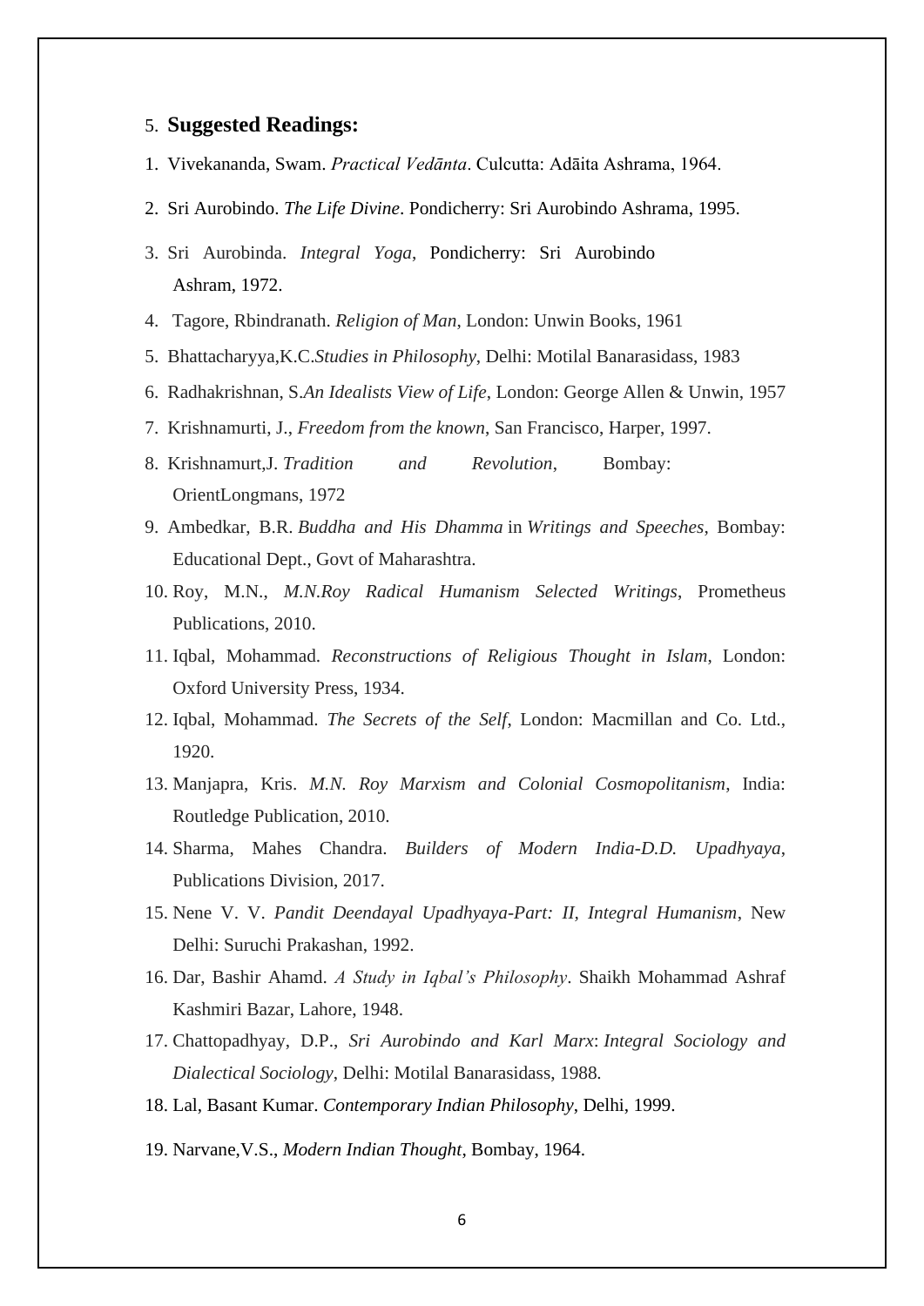## 5. **Suggested Readings:**

1. Vivekananda, Swam. *Practical Vedānta*. Culcutta: Adāita Ashrama, 1964.
2. Sri Aurobindo. *The Life Divine*. Pondicherry: Sri Aurobindo Ashrama, 1995.
3. Sri Aurobinda. *Integral Yoga*, Pondicherry: Sri Aurobindo Ashram, 1972.
4. Tagore, Rbindranath. *Religion of Man*, London: Unwin Books, 1961
5. Bhattacharyya,K.C.*Studies in Philosophy*, Delhi: Motilal Banarasidass, 1983
6. Radhakrishnan, S.*An Idealists View of Life*, London: George Allen & Unwin, 1957
7. Krishnamurti, J., *Freedom from the known*, San Francisco, Harper, 1997.
8. Krishnamurt,J. *Tradition and Revolution*, Bombay: OrientLongmans, 1972
9. Ambedkar, B.R. *Buddha and His Dhamma* in *Writings and Speeches*, Bombay: Educational Dept., Govt of Maharashtra.
10. Roy, M.N., *M.N.Roy Radical Humanism Selected Writings*, Prometheus Publications, 2010.
11. Iqbal, Mohammad. *Reconstructions of Religious Thought in Islam*, London: Oxford University Press, 1934.
12. Iqbal, Mohammad. *The Secrets of the Self*, London: Macmillan and Co. Ltd., 1920.
13. Manjapra, Kris. *M.N. Roy Marxism and Colonial Cosmopolitanism*, India: Routledge Publication, 2010.
14. Sharma, Mahes Chandra. *Builders of Modern India-D.D. Upadhyaya*, Publications Division, 2017.
15. Nene V. V. *Pandit Deendayal Upadhyaya-Part: II, Integral Humanism*, New Delhi: Suruchi Prakashan, 1992.
16. Dar, Bashir Ahamd. *A Study in Iqbal's Philosophy*. Shaikh Mohammad Ashraf Kashmiri Bazar, Lahore, 1948.
17. Chattopadhyay, D.P., *Sri Aurobindo and Karl Marx*: *Integral Sociology and Dialectical Sociology*, Delhi: Motilal Banarasidass, 1988.
18. Lal, Basant Kumar. *Contemporary Indian Philosophy*, Delhi, 1999.
19. Narvane,V.S., *Modern Indian Thought*, Bombay, 1964.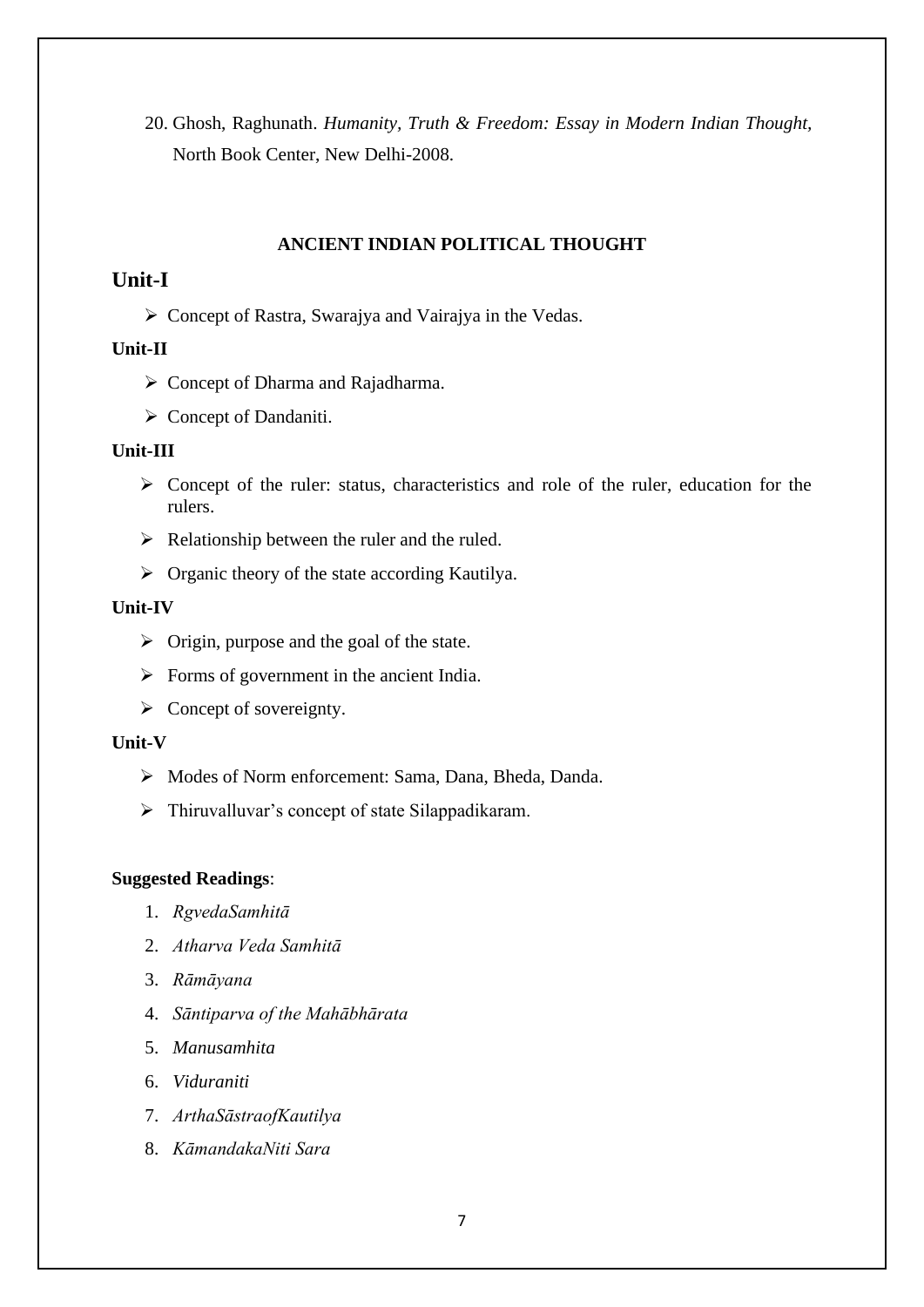20. Ghosh, Raghunath. *Humanity, Truth & Freedom: Essay in Modern Indian Thought*, North Book Center, New Delhi-2008.

## ANCIENT INDIAN POLITICAL THOUGHT

### Unit-I

- Concept of Rastra, Swarajya and Vairajya in the Vedas.

**Unit-II**

- Concept of Dharma and Rajadharma.
- Concept of Dandaniti.

**Unit-III**

- Concept of the ruler: status, characteristics and role of the ruler, education for the rulers.
- Relationship between the ruler and the ruled.
- Organic theory of the state according Kautilya.

**Unit-IV**

- Origin, purpose and the goal of the state.
- Forms of government in the ancient India.
- Concept of sovereignty.

**Unit-V**

- Modes of Norm enforcement: Sama, Dana, Bheda, Danda.
- Thiruvalluvar's concept of state Silappadikaram.

**Suggested Readings**:

1. *RgvedaSamhitā*
2. *Atharva Veda Samhitā*
3. *Rāmāyana*
4. *Sāntiparva of the Mahābhārata*
5. *Manusamhita*
6. *Viduraniti*
7. *ArthaSāstraofKautilya*
8. *KāmandakaNiti Sara*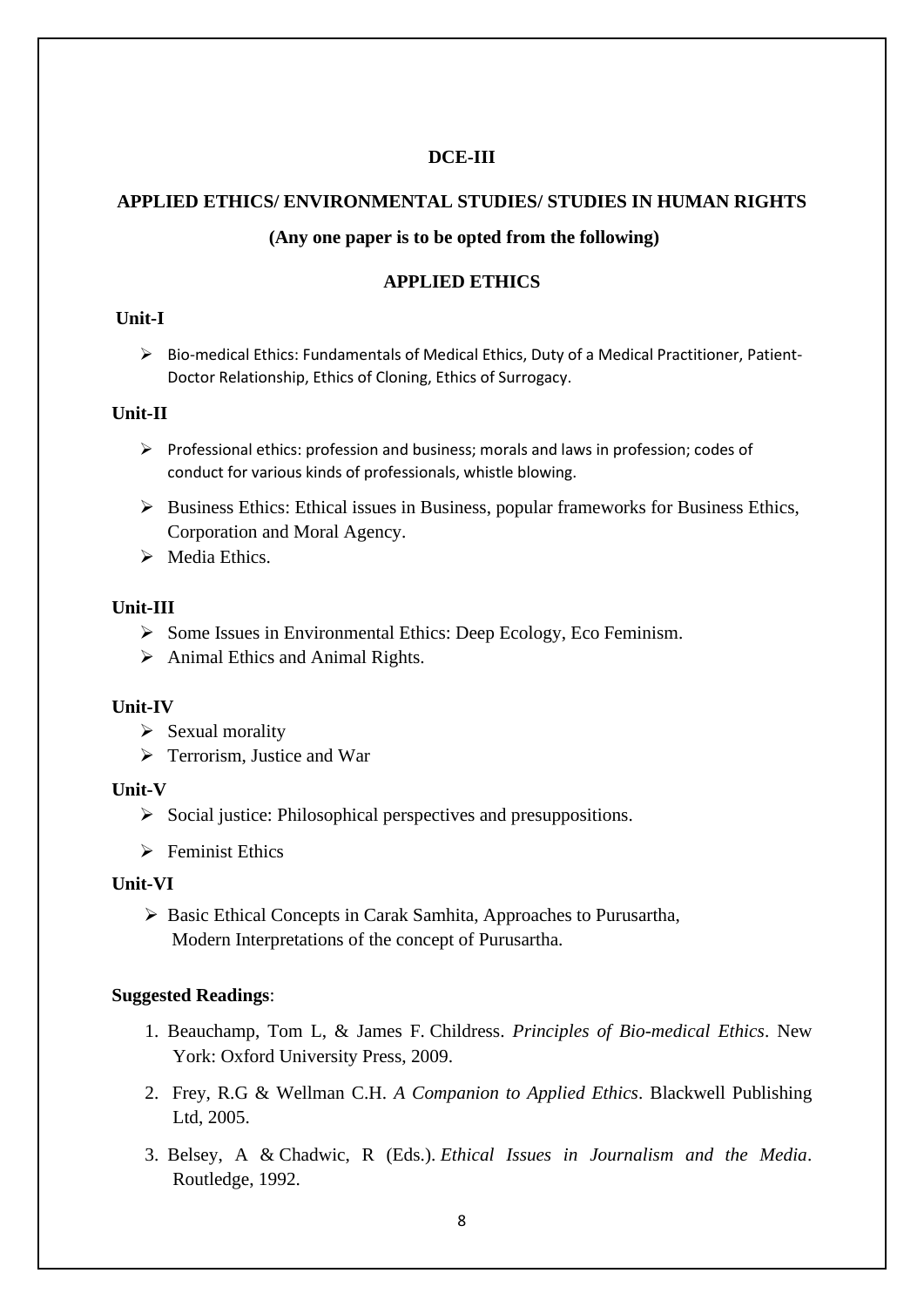**DCE-III**

**APPLIED ETHICS/ ENVIRONMENTAL STUDIES/ STUDIES IN HUMAN RIGHTS**

**(Any one paper is to be opted from the following)**

## APPLIED ETHICS

### Unit-I

- Bio-medical Ethics: Fundamentals of Medical Ethics, Duty of a Medical Practitioner, Patient-Doctor Relationship, Ethics of Cloning, Ethics of Surrogacy.

### Unit-II

- Professional ethics: profession and business; morals and laws in profession; codes of conduct for various kinds of professionals, whistle blowing.
- Business Ethics: Ethical issues in Business, popular frameworks for Business Ethics, Corporation and Moral Agency.
- Media Ethics.

### Unit-III

- Some Issues in Environmental Ethics: Deep Ecology, Eco Feminism.
- Animal Ethics and Animal Rights.

### Unit-IV

- Sexual morality
- Terrorism, Justice and War

### Unit-V

- Social justice: Philosophical perspectives and presuppositions.
- Feminist Ethics

### Unit-VI

- Basic Ethical Concepts in Carak Samhita, Approaches to Purusartha, Modern Interpretations of the concept of Purusartha.

**Suggested Readings**:

1. Beauchamp, Tom L, & James F. Childress. *Principles of Bio-medical Ethics*. New York: Oxford University Press, 2009.
2. Frey, R.G & Wellman C.H. *A Companion to Applied Ethics*. Blackwell Publishing Ltd, 2005.
3. Belsey, A & Chadwic, R (Eds.). *Ethical Issues in Journalism and the Media*. Routledge, 1992.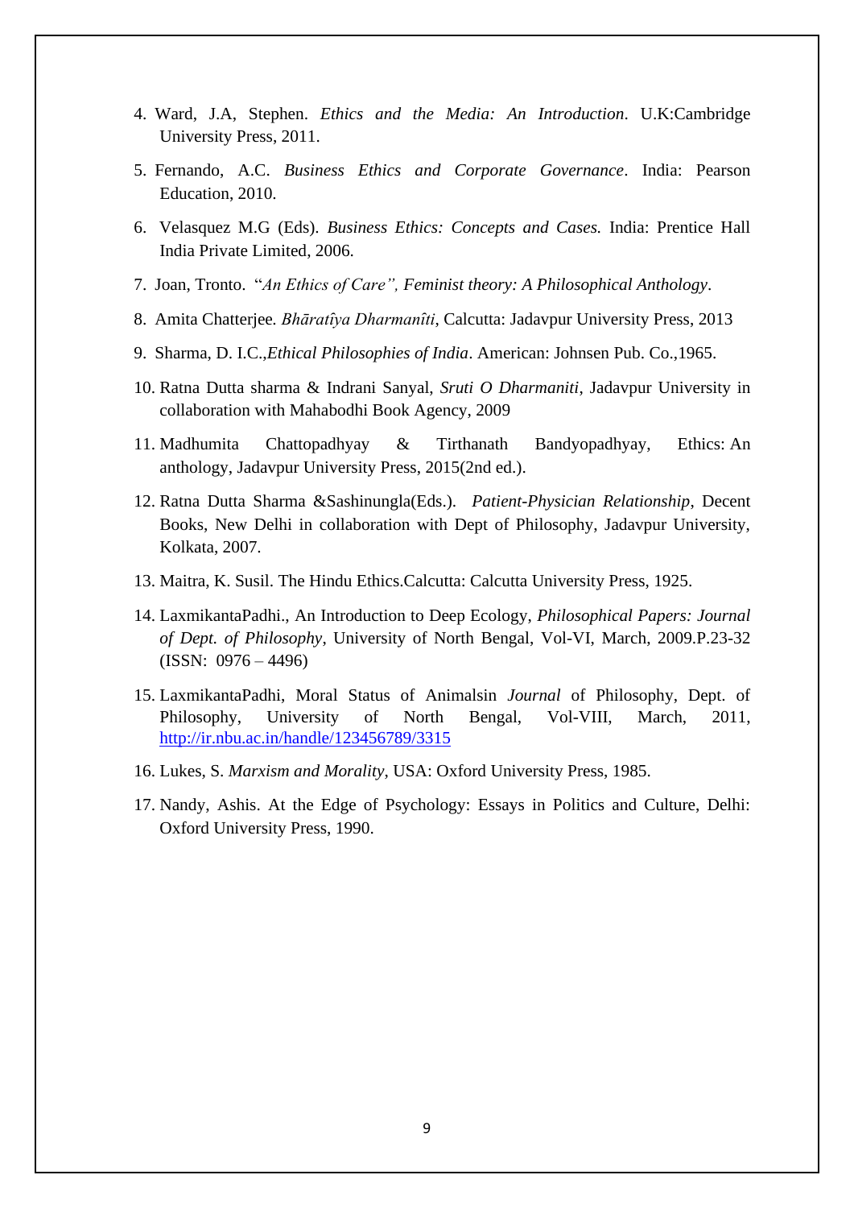4. Ward, J.A, Stephen. *Ethics and the Media: An Introduction*. U.K:Cambridge University Press, 2011.

5. Fernando, A.C. *Business Ethics and Corporate Governance*. India: Pearson Education, 2010.

6. Velasquez M.G (Eds). *Business Ethics: Concepts and Cases.* India: Prentice Hall India Private Limited, 2006.

7. Joan, Tronto. "*An Ethics of Care", Feminist theory: A Philosophical Anthology*.

8. Amita Chatterjee. *Bhāratîya Dharmanîti*, Calcutta: Jadavpur University Press, 2013

9. Sharma, D. I.C.,*Ethical Philosophies of India*. American: Johnsen Pub. Co.,1965.

10. Ratna Dutta sharma & Indrani Sanyal, *Sruti O Dharmaniti*, Jadavpur University in collaboration with Mahabodhi Book Agency, 2009

11. Madhumita Chattopadhyay & Tirthanath Bandyopadhyay, Ethics: An anthology, Jadavpur University Press, 2015(2nd ed.).

12. Ratna Dutta Sharma &Sashinungla(Eds.). *Patient-Physician Relationship*, Decent Books, New Delhi in collaboration with Dept of Philosophy, Jadavpur University, Kolkata, 2007.

13. Maitra, K. Susil. The Hindu Ethics.Calcutta: Calcutta University Press, 1925.

14. LaxmikantaPadhi., An Introduction to Deep Ecology, *Philosophical Papers: Journal of Dept. of Philosophy*, University of North Bengal, Vol-VI, March, 2009.P.23-32 (ISSN: 0976 – 4496)

15. LaxmikantaPadhi, Moral Status of Animalsin *Journal* of Philosophy, Dept. of Philosophy, University of North Bengal, Vol-VIII, March, 2011, http://ir.nbu.ac.in/handle/123456789/3315

16. Lukes, S. *Marxism and Morality*, USA: Oxford University Press, 1985.

17. Nandy, Ashis. At the Edge of Psychology: Essays in Politics and Culture, Delhi: Oxford University Press, 1990.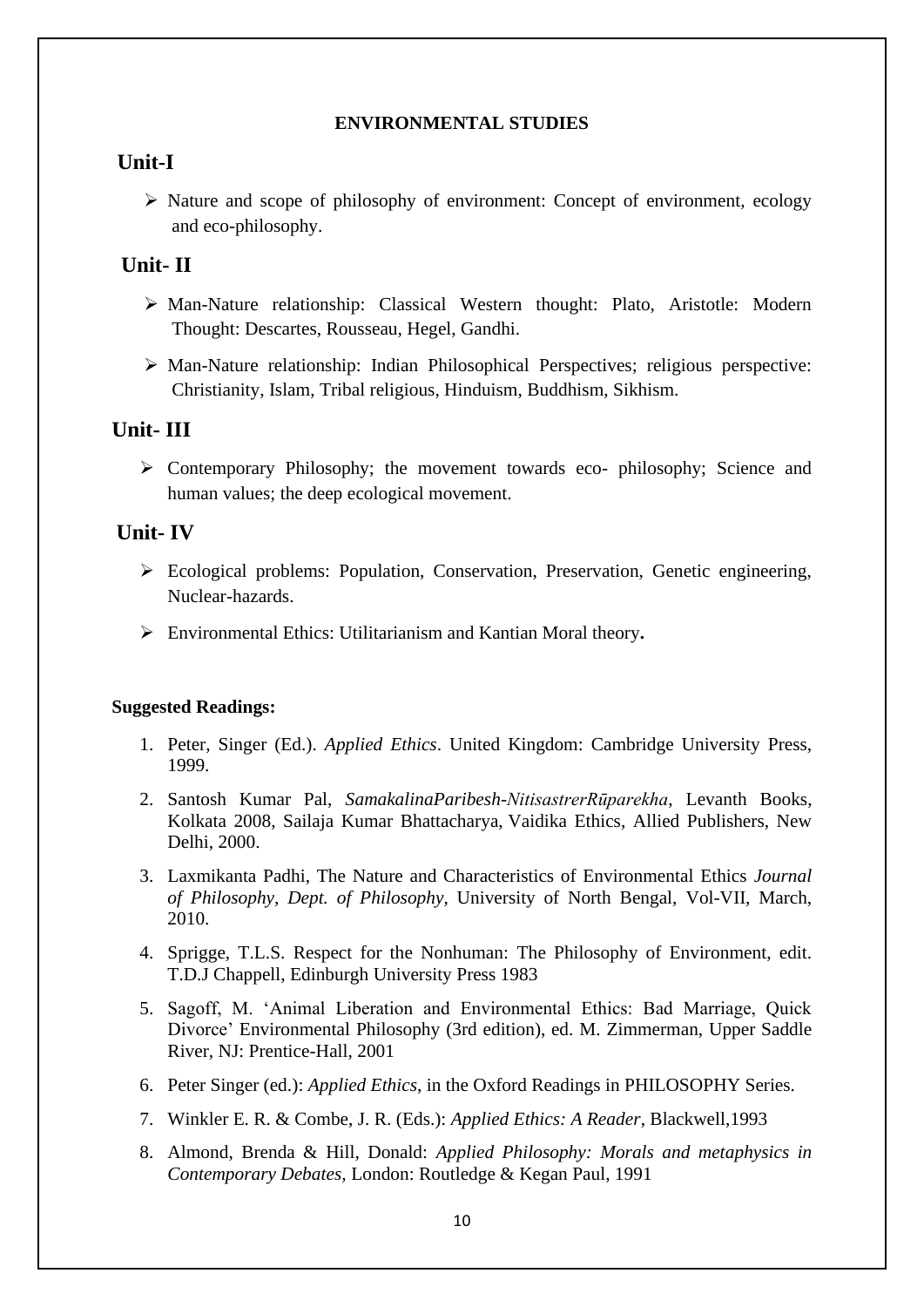**ENVIRONMENTAL STUDIES**

## Unit-I

- Nature and scope of philosophy of environment: Concept of environment, ecology and eco-philosophy.

## Unit- II

- Man-Nature relationship: Classical Western thought: Plato, Aristotle: Modern Thought: Descartes, Rousseau, Hegel, Gandhi.
- Man-Nature relationship: Indian Philosophical Perspectives; religious perspective: Christianity, Islam, Tribal religious, Hinduism, Buddhism, Sikhism.

## Unit- III

- Contemporary Philosophy; the movement towards eco- philosophy; Science and human values; the deep ecological movement.

## Unit- IV

- Ecological problems: Population, Conservation, Preservation, Genetic engineering, Nuclear-hazards.
- Environmental Ethics: Utilitarianism and Kantian Moral theory**.**

**Suggested Readings:**

1. Peter, Singer (Ed.). *Applied Ethics*. United Kingdom: Cambridge University Press, 1999.
2. Santosh Kumar Pal, *SamakalinaParibesh-NitisastrerRūparekha*, Levanth Books, Kolkata 2008, Sailaja Kumar Bhattacharya, Vaidika Ethics, Allied Publishers, New Delhi, 2000.
3. Laxmikanta Padhi, The Nature and Characteristics of Environmental Ethics *Journal of Philosophy, Dept. of Philosophy*, University of North Bengal, Vol-VII, March, 2010.
4. Sprigge, T.L.S. Respect for the Nonhuman: The Philosophy of Environment, edit. T.D.J Chappell, Edinburgh University Press 1983
5. Sagoff, M. 'Animal Liberation and Environmental Ethics: Bad Marriage, Quick Divorce' Environmental Philosophy (3rd edition), ed. M. Zimmerman, Upper Saddle River, NJ: Prentice-Hall, 2001
6. Peter Singer (ed.): *Applied Ethics*, in the Oxford Readings in PHILOSOPHY Series.
7. Winkler E. R. & Combe, J. R. (Eds.): *Applied Ethics: A Reader*, Blackwell,1993
8. Almond, Brenda & Hill, Donald: *Applied Philosophy: Morals and metaphysics in Contemporary Debates*, London: Routledge & Kegan Paul, 1991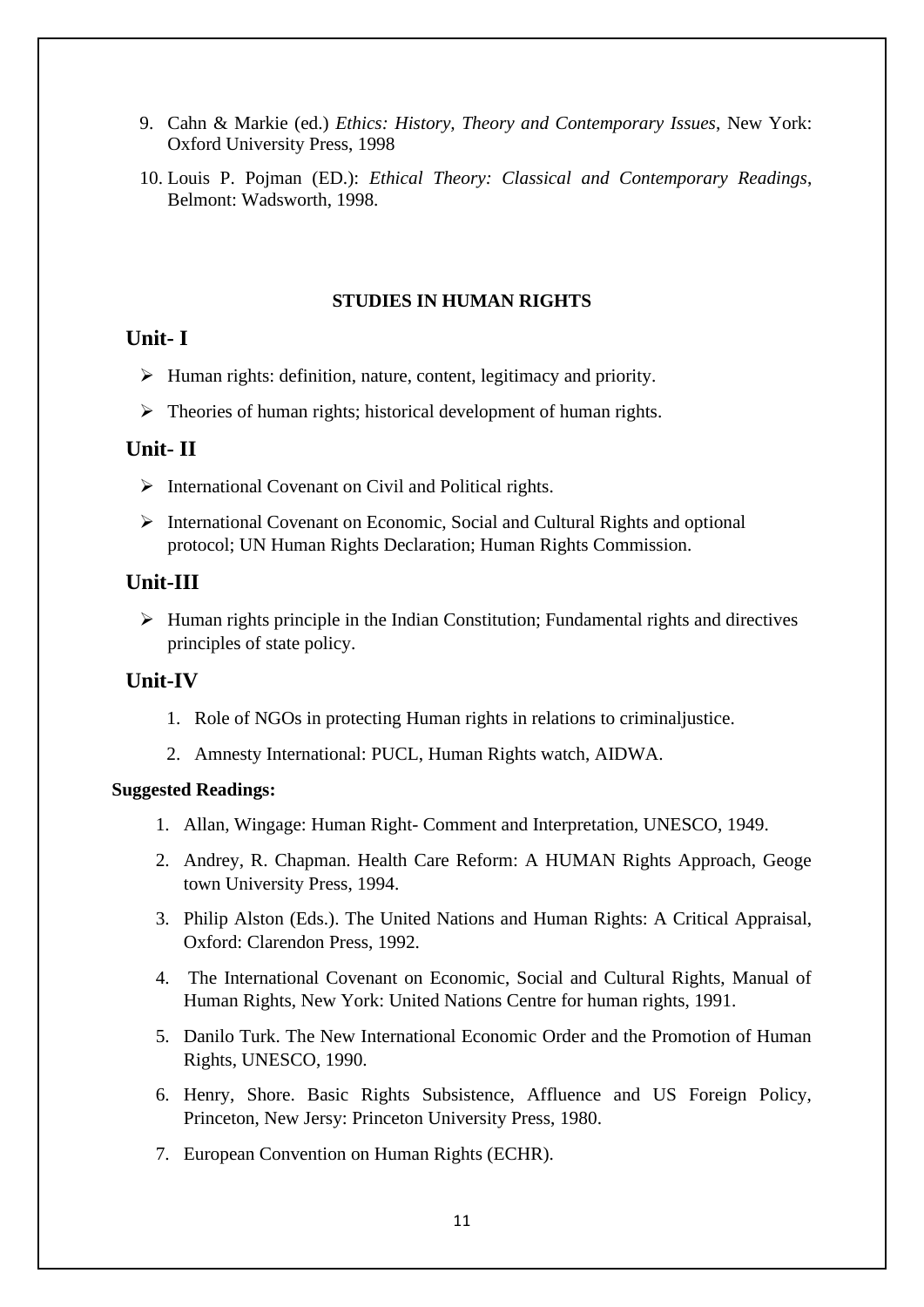9. Cahn & Markie (ed.) *Ethics: History, Theory and Contemporary Issues*, New York: Oxford University Press, 1998
10. Louis P. Pojman (ED.): *Ethical Theory: Classical and Contemporary Readings*, Belmont: Wadsworth, 1998.

**STUDIES IN HUMAN RIGHTS**

## Unit- I

- Human rights: definition, nature, content, legitimacy and priority.
- Theories of human rights; historical development of human rights.

## Unit- II

- International Covenant on Civil and Political rights.
- International Covenant on Economic, Social and Cultural Rights and optional protocol; UN Human Rights Declaration; Human Rights Commission.

## Unit-III

- Human rights principle in the Indian Constitution; Fundamental rights and directives principles of state policy.

## Unit-IV

1. Role of NGOs in protecting Human rights in relations to criminaljustice.
2. Amnesty International: PUCL, Human Rights watch, AIDWA.

**Suggested Readings:**

1. Allan, Wingage: Human Right- Comment and Interpretation, UNESCO, 1949.
2. Andrey, R. Chapman. Health Care Reform: A HUMAN Rights Approach, Geoge town University Press, 1994.
3. Philip Alston (Eds.). The United Nations and Human Rights: A Critical Appraisal, Oxford: Clarendon Press, 1992.
4. The International Covenant on Economic, Social and Cultural Rights, Manual of Human Rights, New York: United Nations Centre for human rights, 1991.
5. Danilo Turk. The New International Economic Order and the Promotion of Human Rights, UNESCO, 1990.
6. Henry, Shore. Basic Rights Subsistence, Affluence and US Foreign Policy, Princeton, New Jersy: Princeton University Press, 1980.
7. European Convention on Human Rights (ECHR).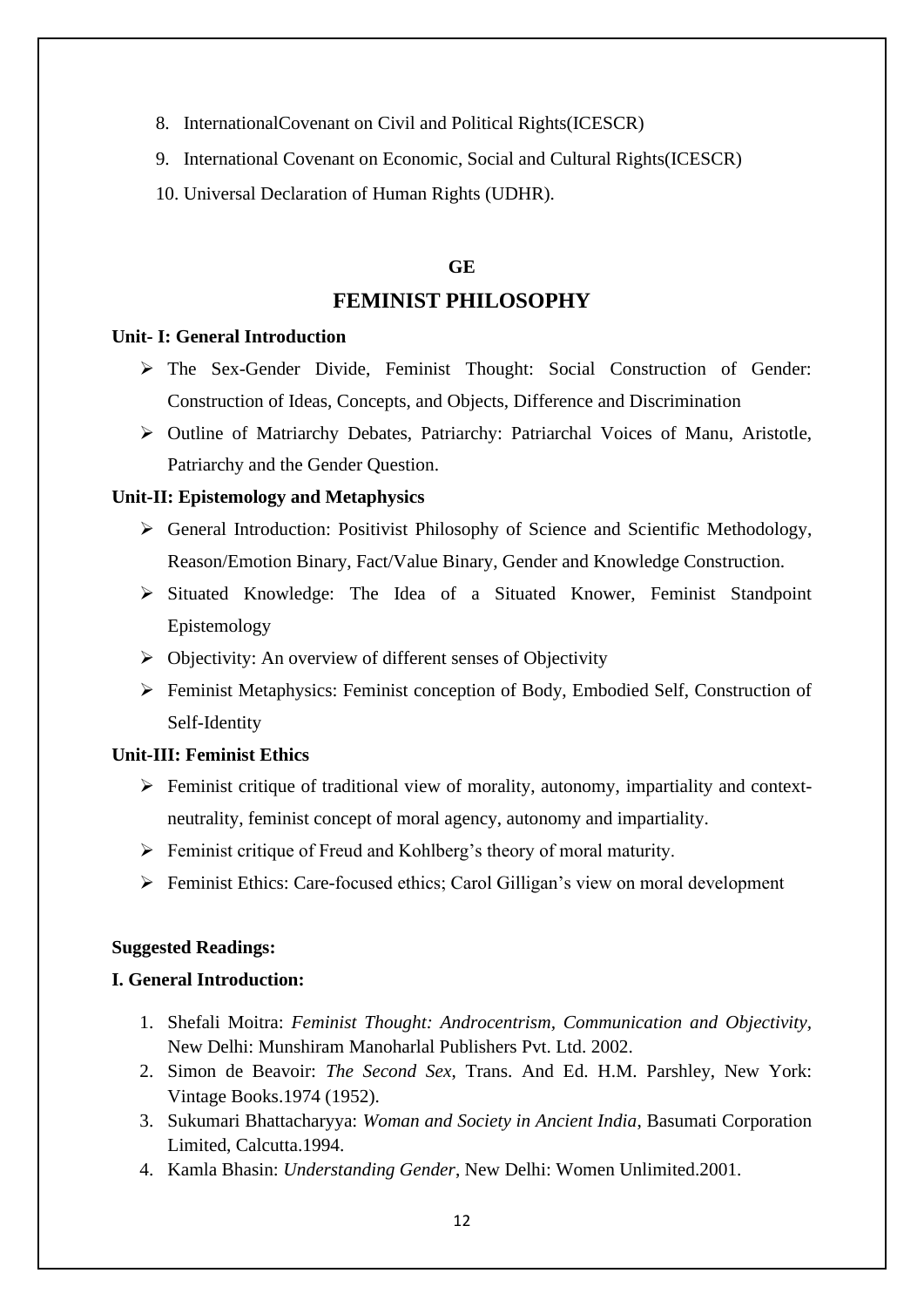8. InternationalCovenant on Civil and Political Rights(ICESCR)
9. International Covenant on Economic, Social and Cultural Rights(ICESCR)
10. Universal Declaration of Human Rights (UDHR).

**GE**

# FEMINIST PHILOSOPHY

**Unit- I: General Introduction**

- The Sex-Gender Divide, Feminist Thought: Social Construction of Gender: Construction of Ideas, Concepts, and Objects, Difference and Discrimination
- Outline of Matriarchy Debates, Patriarchy: Patriarchal Voices of Manu, Aristotle, Patriarchy and the Gender Question.

**Unit-II: Epistemology and Metaphysics**

- General Introduction: Positivist Philosophy of Science and Scientific Methodology, Reason/Emotion Binary, Fact/Value Binary, Gender and Knowledge Construction.
- Situated Knowledge: The Idea of a Situated Knower, Feminist Standpoint Epistemology
- Objectivity: An overview of different senses of Objectivity
- Feminist Metaphysics: Feminist conception of Body, Embodied Self, Construction of Self-Identity

**Unit-III: Feminist Ethics**

- Feminist critique of traditional view of morality, autonomy, impartiality and context-neutrality, feminist concept of moral agency, autonomy and impartiality.
- Feminist critique of Freud and Kohlberg's theory of moral maturity.
- Feminist Ethics: Care-focused ethics; Carol Gilligan's view on moral development

**Suggested Readings:**

**I. General Introduction:**

1. Shefali Moitra: *Feminist Thought: Androcentrism, Communication and Objectivity*, New Delhi: Munshiram Manoharlal Publishers Pvt. Ltd. 2002.
2. Simon de Beavoir: *The Second Sex*, Trans. And Ed. H.M. Parshley, New York: Vintage Books.1974 (1952).
3. Sukumari Bhattacharyya: *Woman and Society in Ancient India*, Basumati Corporation Limited, Calcutta.1994.
4. Kamla Bhasin: *Understanding Gender*, New Delhi: Women Unlimited.2001.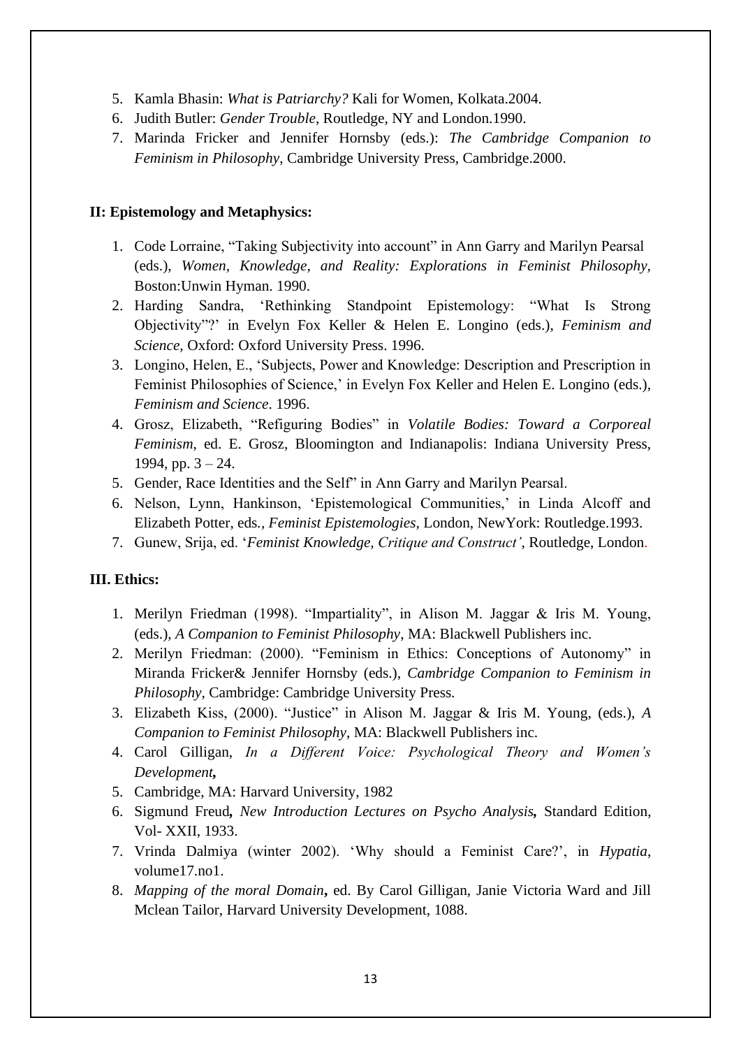5. Kamla Bhasin: *What is Patriarchy?* Kali for Women, Kolkata.2004.
6. Judith Butler: *Gender Trouble*, Routledge, NY and London.1990.
7. Marinda Fricker and Jennifer Hornsby (eds.): *The Cambridge Companion to Feminism in Philosophy*, Cambridge University Press, Cambridge.2000.

**II: Epistemology and Metaphysics:**

1. Code Lorraine, "Taking Subjectivity into account" in Ann Garry and Marilyn Pearsal (eds.), *Women, Knowledge, and Reality: Explorations in Feminist Philosophy*, Boston:Unwin Hyman. 1990.
2. Harding Sandra, 'Rethinking Standpoint Epistemology: "What Is Strong Objectivity"?' in Evelyn Fox Keller & Helen E. Longino (eds.), *Feminism and Science*, Oxford: Oxford University Press. 1996.
3. Longino, Helen, E., 'Subjects, Power and Knowledge: Description and Prescription in Feminist Philosophies of Science,' in Evelyn Fox Keller and Helen E. Longino (eds.), *Feminism and Science*. 1996.
4. Grosz, Elizabeth, "Refiguring Bodies" in *Volatile Bodies: Toward a Corporeal Feminism*, ed. E. Grosz, Bloomington and Indianapolis: Indiana University Press, 1994, pp. 3 – 24.
5. Gender, Race Identities and the Self" in Ann Garry and Marilyn Pearsal.
6. Nelson, Lynn, Hankinson, 'Epistemological Communities,' in Linda Alcoff and Elizabeth Potter, eds., *Feminist Epistemologies*, London, NewYork: Routledge.1993.
7. Gunew, Srija, ed. '*Feminist Knowledge, Critique and Construct'*, Routledge, London.

**III. Ethics:**

1. Merilyn Friedman (1998). "Impartiality", in Alison M. Jaggar & Iris M. Young, (eds.), *A Companion to Feminist Philosophy*, MA: Blackwell Publishers inc.
2. Merilyn Friedman: (2000). "Feminism in Ethics: Conceptions of Autonomy" in Miranda Fricker& Jennifer Hornsby (eds.), *Cambridge Companion to Feminism in Philosophy*, Cambridge: Cambridge University Press.
3. Elizabeth Kiss, (2000). "Justice" in Alison M. Jaggar & Iris M. Young, (eds.), *A Companion to Feminist Philosophy*, MA: Blackwell Publishers inc.
4. Carol Gilligan, *In a Different Voice: Psychological Theory and Women's Development*,
5. Cambridge, MA: Harvard University, 1982
6. Sigmund Freud, *New Introduction Lectures on Psycho Analysis*, Standard Edition, Vol- XXII, 1933.
7. Vrinda Dalmiya (winter 2002). 'Why should a Feminist Care?', in *Hypatia*, volume17.no1.
8. *Mapping of the moral Domain*, ed. By Carol Gilligan, Janie Victoria Ward and Jill Mclean Tailor, Harvard University Development, 1088.